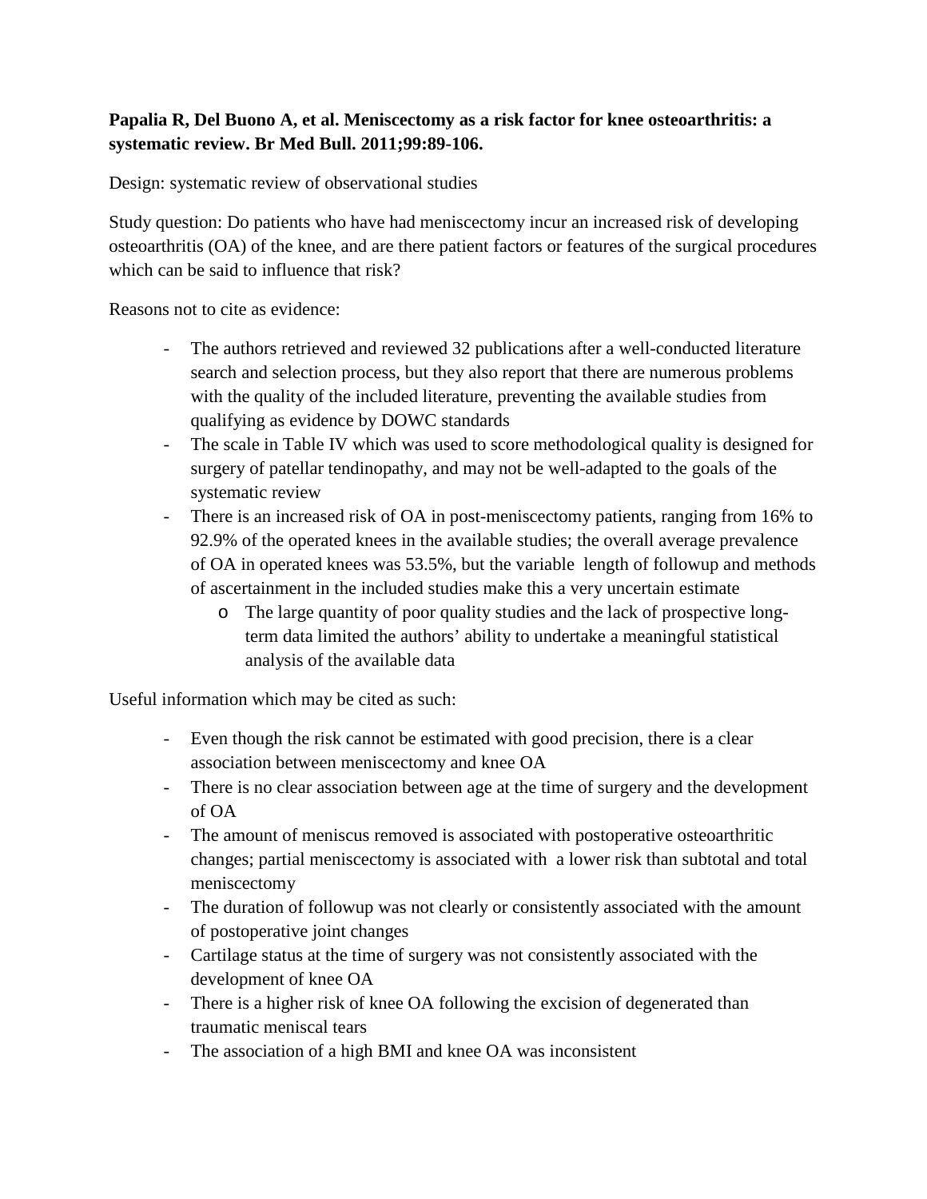**Papalia R, Del Buono A, et al. Meniscectomy as a risk factor for knee osteoarthritis: a systematic review. Br Med Bull. 2011;99:89-106.**

Design: systematic review of observational studies

Study question: Do patients who have had meniscectomy incur an increased risk of developing osteoarthritis (OA) of the knee, and are there patient factors or features of the surgical procedures which can be said to influence that risk?

Reasons not to cite as evidence:

- The authors retrieved and reviewed 32 publications after a well-conducted literature search and selection process, but they also report that there are numerous problems with the quality of the included literature, preventing the available studies from qualifying as evidence by DOWC standards
- The scale in Table IV which was used to score methodological quality is designed for surgery of patellar tendinopathy, and may not be well-adapted to the goals of the systematic review
- There is an increased risk of OA in post-meniscectomy patients, ranging from 16% to 92.9% of the operated knees in the available studies; the overall average prevalence of OA in operated knees was 53.5%, but the variable length of followup and methods of ascertainment in the included studies make this a very uncertain estimate
    - The large quantity of poor quality studies and the lack of prospective long-term data limited the authors' ability to undertake a meaningful statistical analysis of the available data

Useful information which may be cited as such:

- Even though the risk cannot be estimated with good precision, there is a clear association between meniscectomy and knee OA
- There is no clear association between age at the time of surgery and the development of OA
- The amount of meniscus removed is associated with postoperative osteoarthritic changes; partial meniscectomy is associated with a lower risk than subtotal and total meniscectomy
- The duration of followup was not clearly or consistently associated with the amount of postoperative joint changes
- Cartilage status at the time of surgery was not consistently associated with the development of knee OA
- There is a higher risk of knee OA following the excision of degenerated than traumatic meniscal tears
- The association of a high BMI and knee OA was inconsistent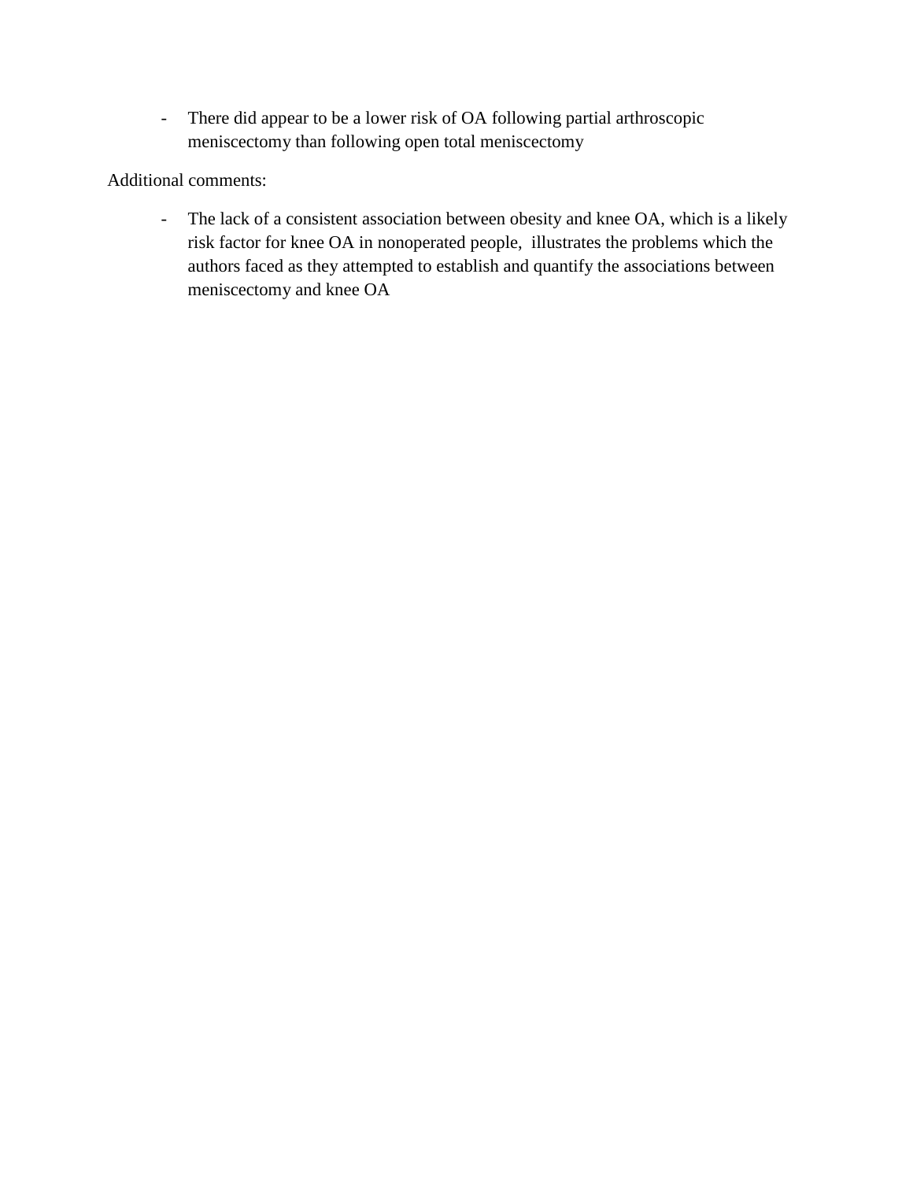- There did appear to be a lower risk of OA following partial arthroscopic meniscectomy than following open total meniscectomy

Additional comments:

- The lack of a consistent association between obesity and knee OA, which is a likely risk factor for knee OA in nonoperated people, illustrates the problems which the authors faced as they attempted to establish and quantify the associations between meniscectomy and knee OA